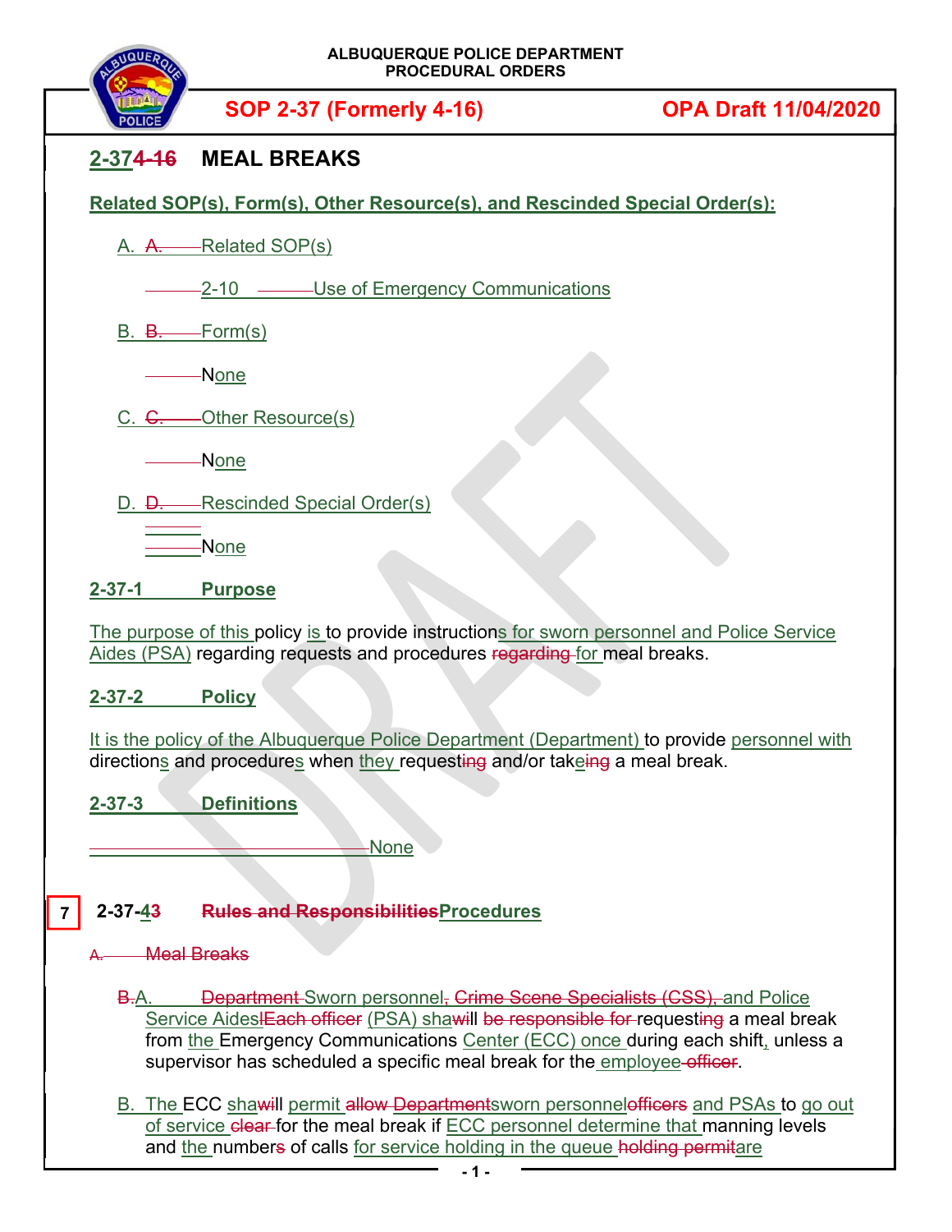ALBUQUERQUE POLICE DEPARTMENT
PROCEDURAL ORDERS

**SOP 2-37 (Formerly 4-16)** **OPA Draft 11/04/2020**

# 2-374-16 MEAL BREAKS

**Related SOP(s), Form(s), Other Resource(s), and Rescinded Special Order(s):**

A. A. Related SOP(s)

2-10 Use of Emergency Communications

B. B. Form(s)

None

C. C. Other Resource(s)

None

D. D. Rescinded Special Order(s)

None

## 2-37-1 Purpose

The purpose of this policy is to provide instructions for sworn personnel and Police Service Aides (PSA) regarding requests and procedures regarding for meal breaks.

## 2-37-2 Policy

It is the policy of the Albuquerque Police Department (Department) to provide personnel with directions and procedures when they requesting and/or takeing a meal break.

## 2-37-3 Definitions

None

## 2-37-43 Rules and ResponsibilitiesProcedures

7

A. Meal Breaks

B.A. Department Sworn personnel, Crime Scene Specialists (CSS), and Police Service AidesIEach officer (PSA) shawill be responsible for requesting a meal break from the Emergency Communications Center (ECC) once during each shift, unless a supervisor has scheduled a specific meal break for the employee officer.

B. The ECC shawill permit allow Departmentsworn personnelofficers and PSAs to go out of service clear for the meal break if ECC personnel determine that manning levels and the numbers of calls for service holding in the queue holding permitare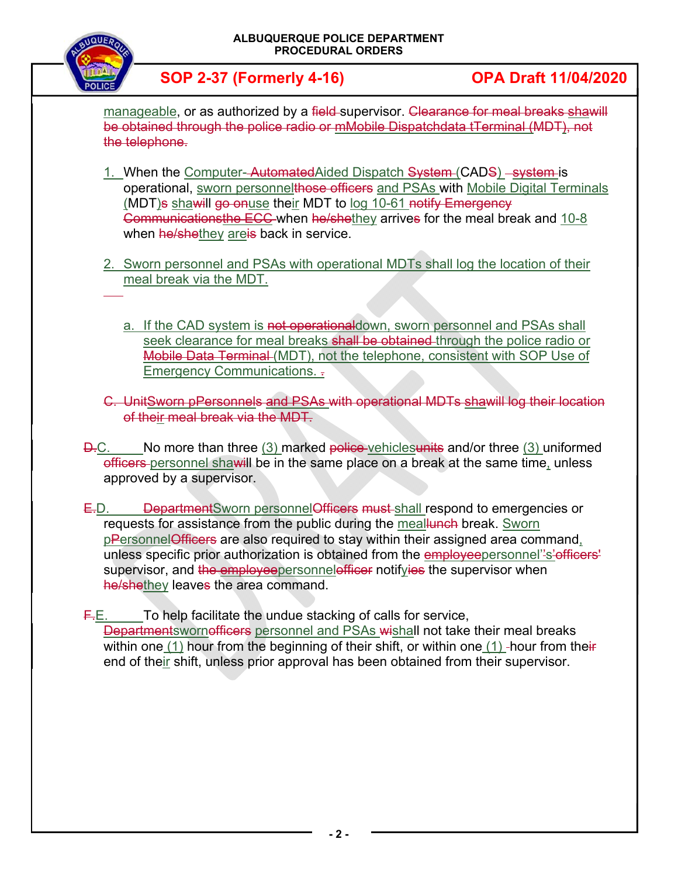manageable, or as authorized by a ~~field~~ supervisor. ~~Clearance for meal breaks shawill be obtained through the police radio or mMobile Dispatchdata tTerminal (MDT), not the telephone.~~

1. When the Computer-~~ Automated~~Aided Dispatch ~~System~~ (CAD~~S~~) ~~system~~ is operational, sworn personnel~~those officers~~ and PSAs with Mobile Digital Terminals (MDT)~~s~~ sha~~wi~~ll ~~go on~~use their MDT to log 10-61 ~~notify Emergency Communications~~~~the ECC~~ when ~~he/she~~they arrive~~s~~ for the meal break and 10-8 when ~~he/she~~they are~~is~~ back in service.

2. Sworn personnel and PSAs with operational MDTs shall log the location of their meal break via the MDT.

   a. If the CAD system is ~~not operational~~down, sworn personnel and PSAs shall seek clearance for meal breaks ~~shall be obtained~~ through the police radio or ~~Mobile Data Terminal~~ (MDT), not the telephone, consistent with SOP Use of Emergency Communications. ~~.~~

~~C. UnitSworn pPersonnels and PSAs with operational MDTs shawill log their location of their meal break via the MDT.~~

~~D.~~C. No more than three (3) marked ~~police~~ vehicles~~units~~ and/or three (3) uniformed ~~officers~~ personnel sha~~wi~~ll be in the same place on a break at the same time, unless approved by a supervisor.

~~E.~~D. ~~Department~~Sworn personnel~~Officers~~ ~~must~~ shall respond to emergencies or requests for assistance from the public during the meal~~lunch~~ break. Sworn p~~P~~ersonnel~~Officers~~ are also required to stay within their assigned area command, unless specific prior authorization is obtained from the ~~employee~~personnel'~~s~~'~~officers'~~ supervisor, and ~~the employee~~personnel~~officer~~ notif~~y~~ies the supervisor when ~~he/she~~they leave~~s~~ the area command.

~~F.~~E. To help facilitate the undue stacking of calls for service, ~~Department~~sworn~~officers~~ personnel and PSAs ~~wi~~shall not take their meal breaks within one (1) hour from the beginning of their shift, or within one (1) hour from the~~ir~~ end of their shift, unless prior approval has been obtained from their supervisor.